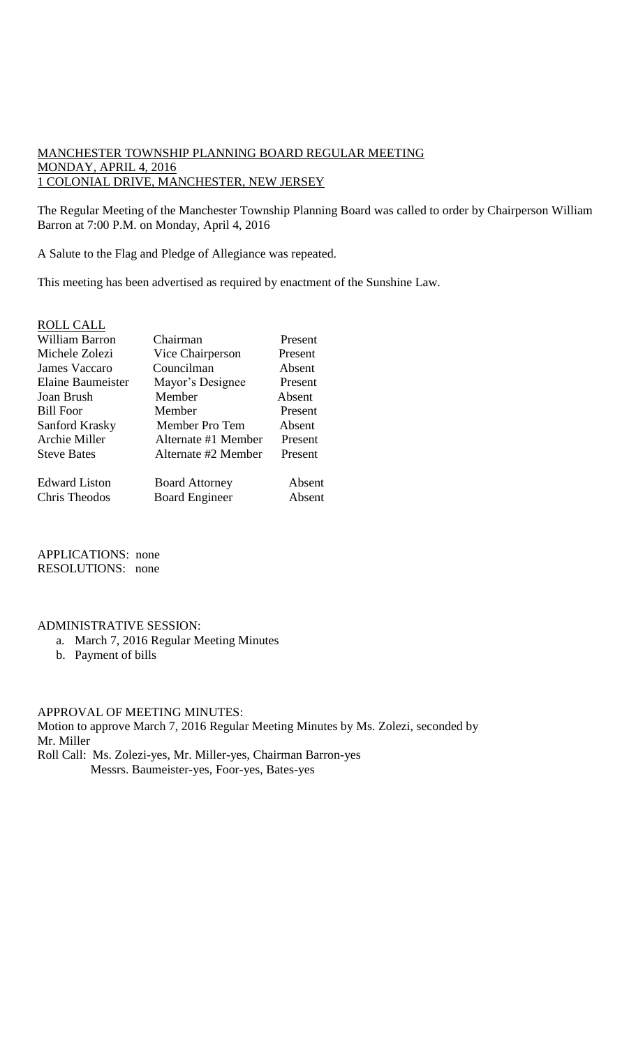MANCHESTER TOWNSHIP PLANNING BOARD REGULAR MEETING
MONDAY, APRIL 4, 2016
1 COLONIAL DRIVE, MANCHESTER, NEW JERSEY

The Regular Meeting of the Manchester Township Planning Board was called to order by Chairperson William Barron at 7:00 P.M. on Monday, April 4, 2016

A Salute to the Flag and Pledge of Allegiance was repeated.

This meeting has been advertised as required by enactment of the Sunshine Law.

ROLL CALL

| | | |
|---|---|---|
| William Barron | Chairman | Present |
| Michele Zolezi | Vice Chairperson | Present |
| James Vaccaro | Councilman | Absent |
| Elaine Baumeister | Mayor's Designee | Present |
| Joan Brush | Member | Absent |
| Bill Foor | Member | Present |
| Sanford Krasky | Member Pro Tem | Absent |
| Archie Miller | Alternate #1 Member | Present |
| Steve Bates | Alternate #2 Member | Present |
| Edward Liston | Board Attorney | Absent |
| Chris Theodos | Board Engineer | Absent |

APPLICATIONS: none
RESOLUTIONS: none

ADMINISTRATIVE SESSION:

a. March 7, 2016 Regular Meeting Minutes
b. Payment of bills

APPROVAL OF MEETING MINUTES:
Motion to approve March 7, 2016 Regular Meeting Minutes by Ms. Zolezi, seconded by Mr. Miller
Roll Call: Ms. Zolezi-yes, Mr. Miller-yes, Chairman Barron-yes
Messrs. Baumeister-yes, Foor-yes, Bates-yes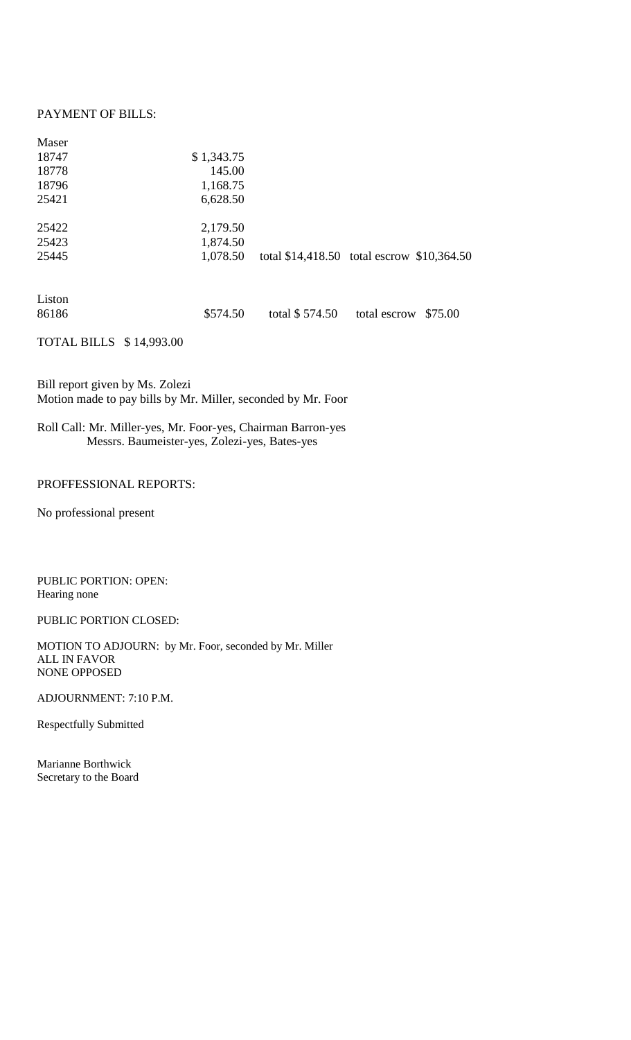PAYMENT OF BILLS:

| | | | |
|---|---|---|---|
| Maser | | | |
| 18747 | $ 1,343.75 | | |
| 18778 | 145.00 | | |
| 18796 | 1,168.75 | | |
| 25421 | 6,628.50 | | |
| 25422 | 2,179.50 | | |
| 25423 | 1,874.50 | | |
| 25445 | 1,078.50 | total $14,418.50 | total escrow $10,364.50 |
| Liston | | | |
| 86186 | $574.50 | total $ 574.50 | total escrow $75.00 |

TOTAL BILLS $ 14,993.00

Bill report given by Ms. Zolezi
Motion made to pay bills by Mr. Miller, seconded by Mr. Foor

Roll Call: Mr. Miller-yes, Mr. Foor-yes, Chairman Barron-yes
Messrs. Baumeister-yes, Zolezi-yes, Bates-yes

PROFFESSIONAL REPORTS:

No professional present

PUBLIC PORTION: OPEN:
Hearing none

PUBLIC PORTION CLOSED:

MOTION TO ADJOURN: by Mr. Foor, seconded by Mr. Miller
ALL IN FAVOR
NONE OPPOSED

ADJOURNMENT: 7:10 P.M.

Respectfully Submitted

Marianne Borthwick
Secretary to the Board